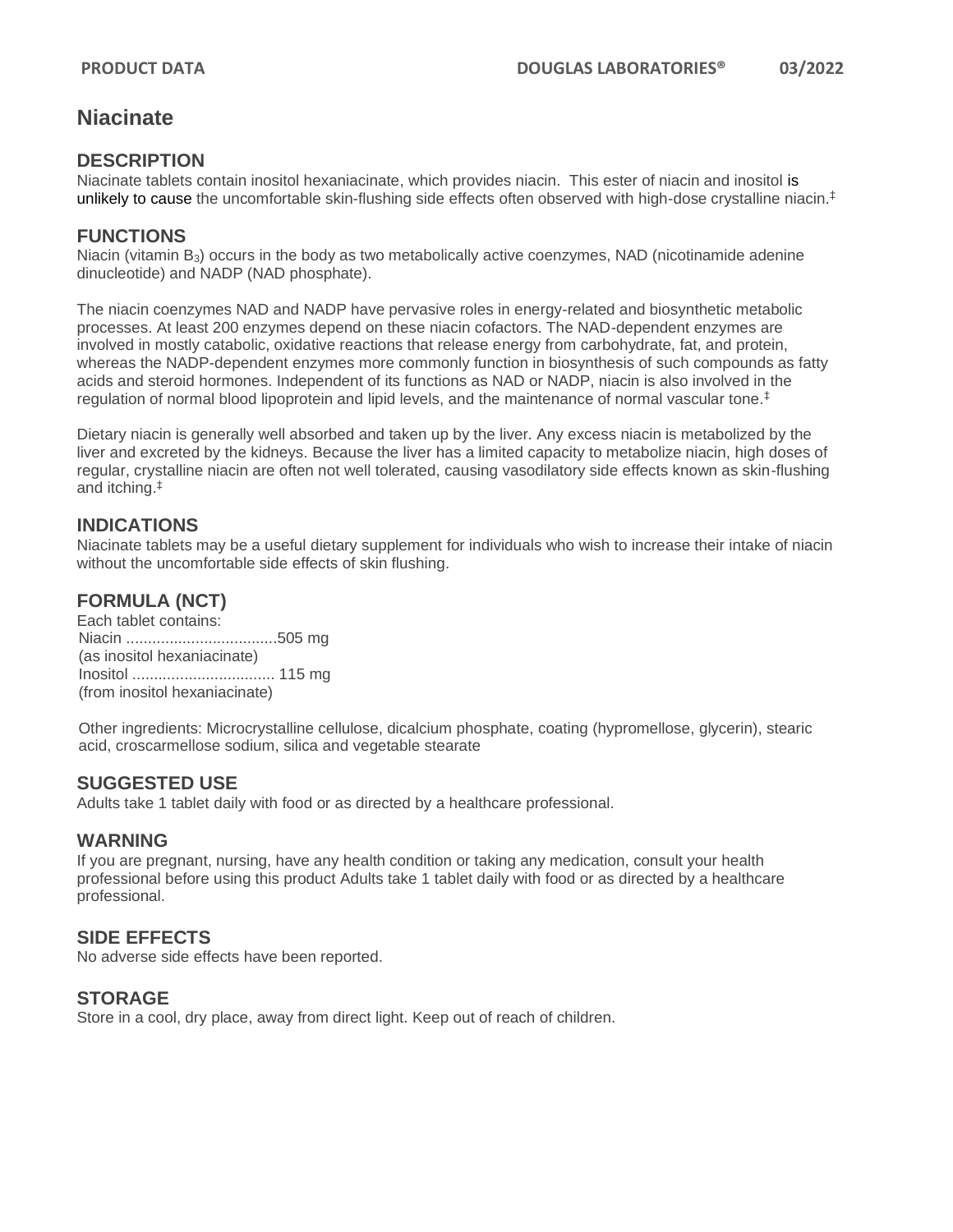# Niacinate

## DESCRIPTION

Niacinate tablets contain inositol hexaniacinate, which provides niacin. This ester of niacin and inositol is unlikely to cause the uncomfortable skin-flushing side effects often observed with high-dose crystalline niacin.‡

## FUNCTIONS

Niacin (vitamin $B_3$) occurs in the body as two metabolically active coenzymes, NAD (nicotinamide adenine dinucleotide) and NADP (NAD phosphate).

The niacin coenzymes NAD and NADP have pervasive roles in energy-related and biosynthetic metabolic processes. At least 200 enzymes depend on these niacin cofactors. The NAD-dependent enzymes are involved in mostly catabolic, oxidative reactions that release energy from carbohydrate, fat, and protein, whereas the NADP-dependent enzymes more commonly function in biosynthesis of such compounds as fatty acids and steroid hormones. Independent of its functions as NAD or NADP, niacin is also involved in the regulation of normal blood lipoprotein and lipid levels, and the maintenance of normal vascular tone.‡

Dietary niacin is generally well absorbed and taken up by the liver. Any excess niacin is metabolized by the liver and excreted by the kidneys. Because the liver has a limited capacity to metabolize niacin, high doses of regular, crystalline niacin are often not well tolerated, causing vasodilatory side effects known as skin-flushing and itching.‡

## INDICATIONS

Niacinate tablets may be a useful dietary supplement for individuals who wish to increase their intake of niacin without the uncomfortable side effects of skin flushing.

## FORMULA (NCT)

Each tablet contains:
Niacin ...................................505 mg
(as inositol hexaniacinate)
Inositol ................................. 115 mg
(from inositol hexaniacinate)

Other ingredients: Microcrystalline cellulose, dicalcium phosphate, coating (hypromellose, glycerin), stearic acid, croscarmellose sodium, silica and vegetable stearate

## SUGGESTED USE

Adults take 1 tablet daily with food or as directed by a healthcare professional.

## WARNING

If you are pregnant, nursing, have any health condition or taking any medication, consult your health professional before using this product Adults take 1 tablet daily with food or as directed by a healthcare professional.

## SIDE EFFECTS

No adverse side effects have been reported.

## STORAGE

Store in a cool, dry place, away from direct light. Keep out of reach of children.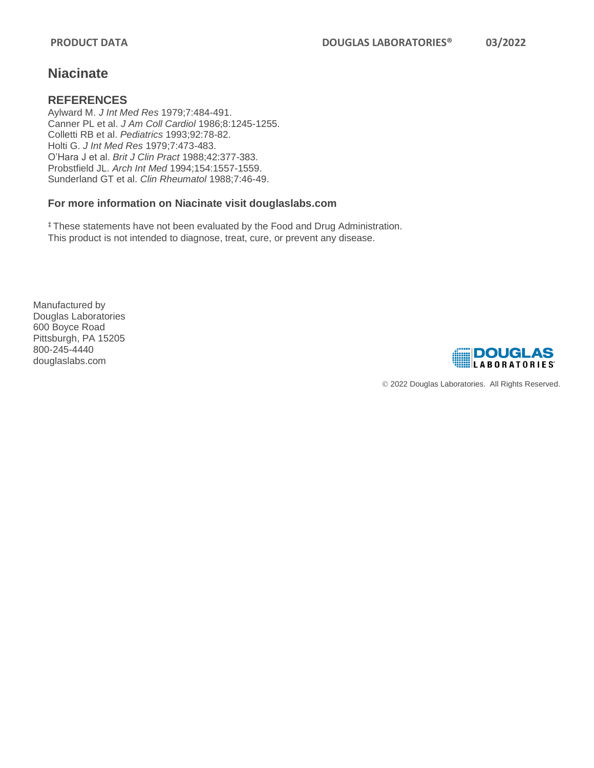# Niacinate

## REFERENCES

Aylward M. *J Int Med Res* 1979;7:484-491.
Canner PL et al. *J Am Coll Cardiol* 1986;8:1245-1255.
Colletti RB et al. *Pediatrics* 1993;92:78-82.
Holti G. *J Int Med Res* 1979;7:473-483.
O'Hara J et al. *Brit J Clin Pract* 1988;42:377-383.
Probstfield JL. *Arch Int Med* 1994;154:1557-1559.
Sunderland GT et al. *Clin Rheumatol* 1988;7:46-49.

**For more information on Niacinate visit douglaslabs.com**

‡ These statements have not been evaluated by the Food and Drug Administration.
This product is not intended to diagnose, treat, cure, or prevent any disease.

Manufactured by
Douglas Laboratories
600 Boyce Road
Pittsburgh, PA 15205
800-245-4440
douglaslabs.com

DOUGLAS LABORATORIES

© 2022 Douglas Laboratories. All Rights Reserved.